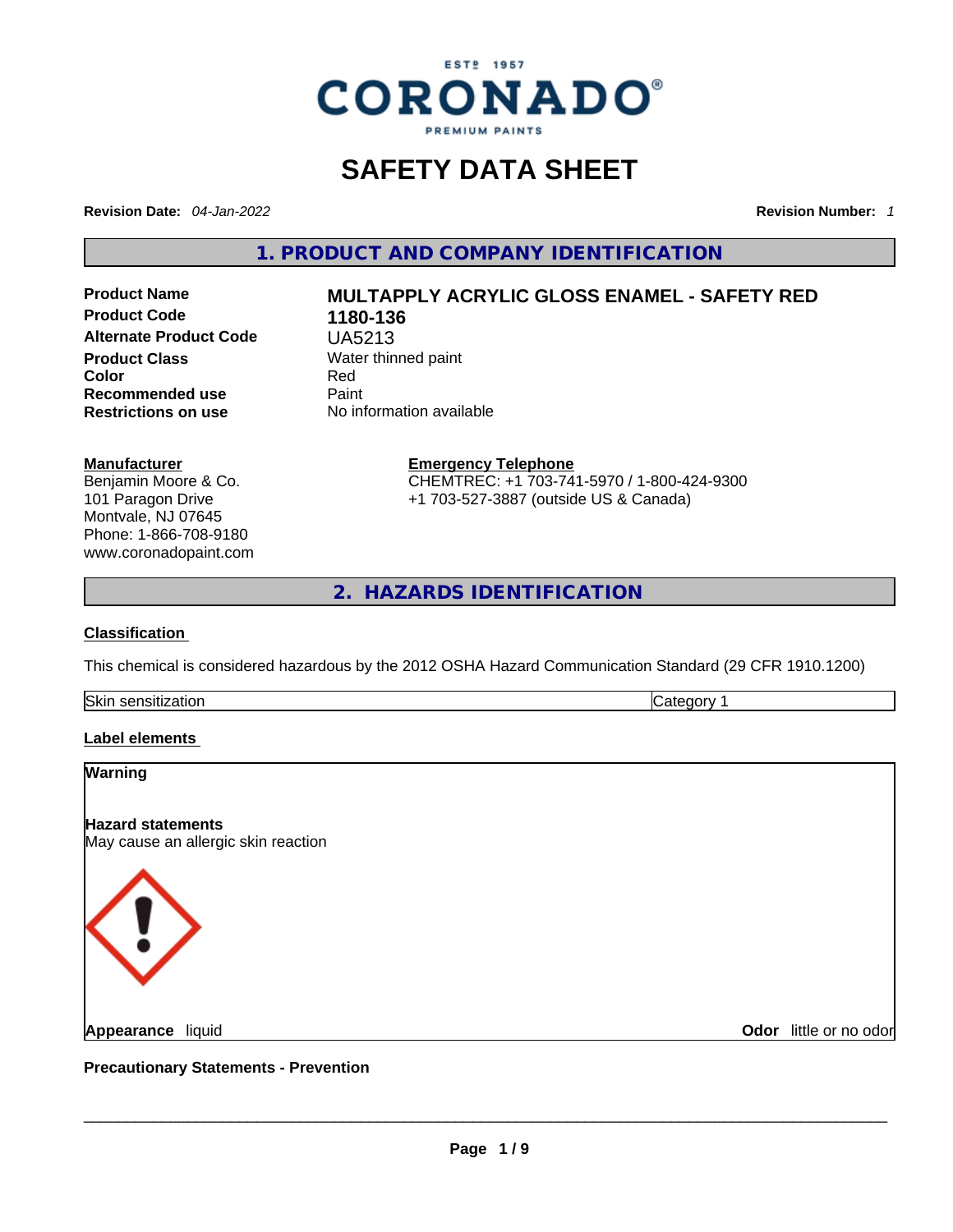ESTd 1957

CORONADO®

PREMIUM PAINTS

# SAFETY DATA SHEET

**Revision Date:** *04-Jan-2022*

**Revision Number:** *1*

## 1. PRODUCT AND COMPANY IDENTIFICATION

| | |
|---|---|
| **Product Name** | **MULTAPPLY ACRYLIC GLOSS ENAMEL - SAFETY RED** |
| **Product Code** | **1180-136** |
| **Alternate Product Code** | UA5213 |
| **Product Class** | Water thinned paint |
| **Color** | Red |
| **Recommended use** | Paint |
| **Restrictions on use** | No information available |

**Manufacturer**
Benjamin Moore & Co.
101 Paragon Drive
Montvale, NJ 07645
Phone: 1-866-708-9180
www.coronadopaint.com

**Emergency Telephone**
CHEMTREC: +1 703-741-5970 / 1-800-424-9300
+1 703-527-3887 (outside US & Canada)

## 2. HAZARDS IDENTIFICATION

**Classification**

This chemical is considered hazardous by the 2012 OSHA Hazard Communication Standard (29 CFR 1910.1200)

| | |
|---|---|
| Skin sensitization | Category 1 |

**Label elements**

**Warning**

**Hazard statements**
May cause an allergic skin reaction

**Appearance** liquid

**Odor** little or no odor

**Precautionary Statements - Prevention**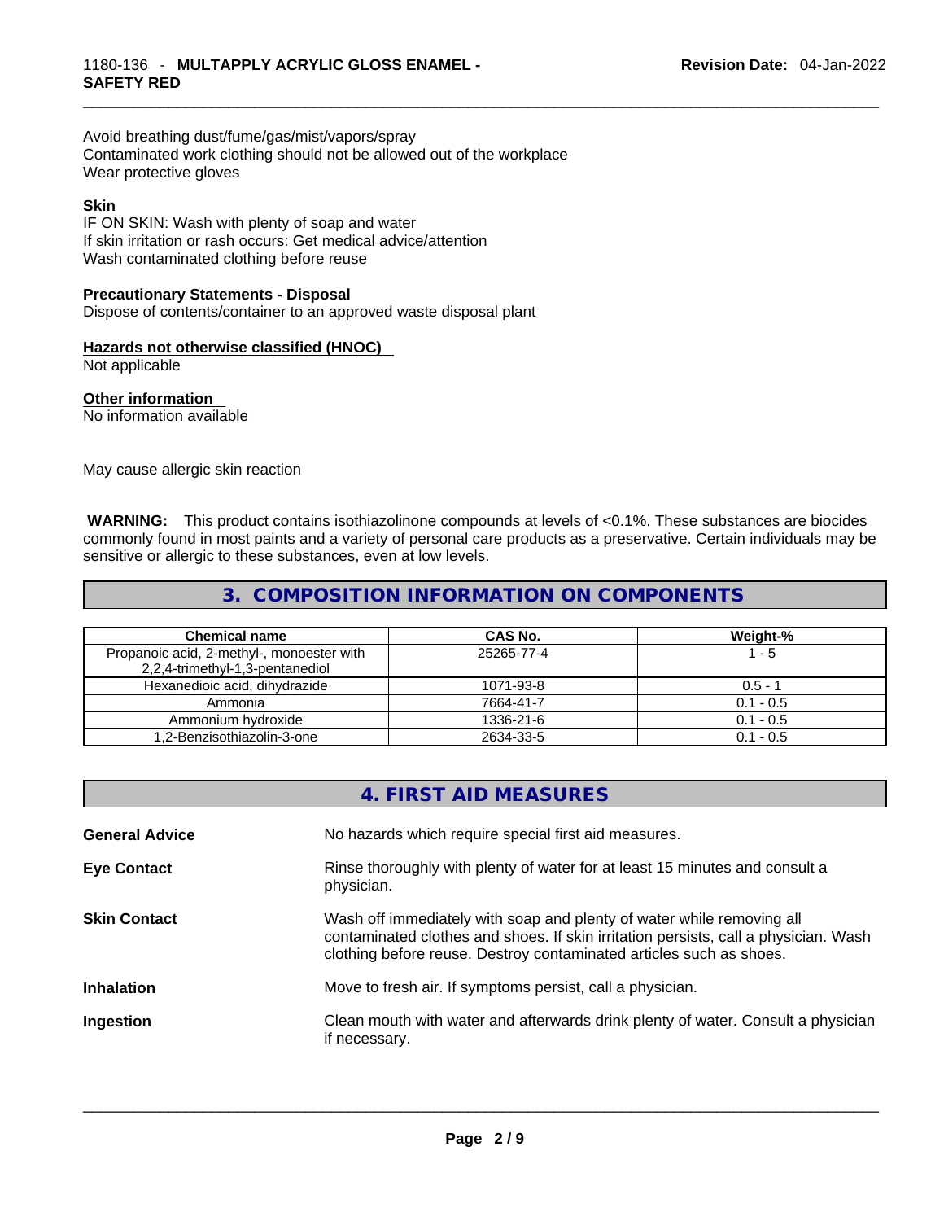Avoid breathing dust/fume/gas/mist/vapors/spray
Contaminated work clothing should not be allowed out of the workplace
Wear protective gloves

**Skin**
IF ON SKIN: Wash with plenty of soap and water
If skin irritation or rash occurs: Get medical advice/attention
Wash contaminated clothing before reuse

**Precautionary Statements - Disposal**
Dispose of contents/container to an approved waste disposal plant

**Hazards not otherwise classified (HNOC)**
Not applicable

**Other information**
No information available

May cause allergic skin reaction

**WARNING:** This product contains isothiazolinone compounds at levels of <0.1%. These substances are biocides commonly found in most paints and a variety of personal care products as a preservative. Certain individuals may be sensitive or allergic to these substances, even at low levels.

## 3. COMPOSITION INFORMATION ON COMPONENTS

| Chemical name | CAS No. | Weight-% |
|---|---|---|
| Propanoic acid, 2-methyl-, monoester with 2,2,4-trimethyl-1,3-pentanediol | 25265-77-4 | 1 - 5 |
| Hexanedioic acid, dihydrazide | 1071-93-8 | 0.5 - 1 |
| Ammonia | 7664-41-7 | 0.1 - 0.5 |
| Ammonium hydroxide | 1336-21-6 | 0.1 - 0.5 |
| 1,2-Benzisothiazolin-3-one | 2634-33-5 | 0.1 - 0.5 |

## 4. FIRST AID MEASURES

**General Advice** No hazards which require special first aid measures.

**Eye Contact** Rinse thoroughly with plenty of water for at least 15 minutes and consult a physician.

**Skin Contact** Wash off immediately with soap and plenty of water while removing all contaminated clothes and shoes. If skin irritation persists, call a physician. Wash clothing before reuse. Destroy contaminated articles such as shoes.

**Inhalation** Move to fresh air. If symptoms persist, call a physician.

**Ingestion** Clean mouth with water and afterwards drink plenty of water. Consult a physician if necessary.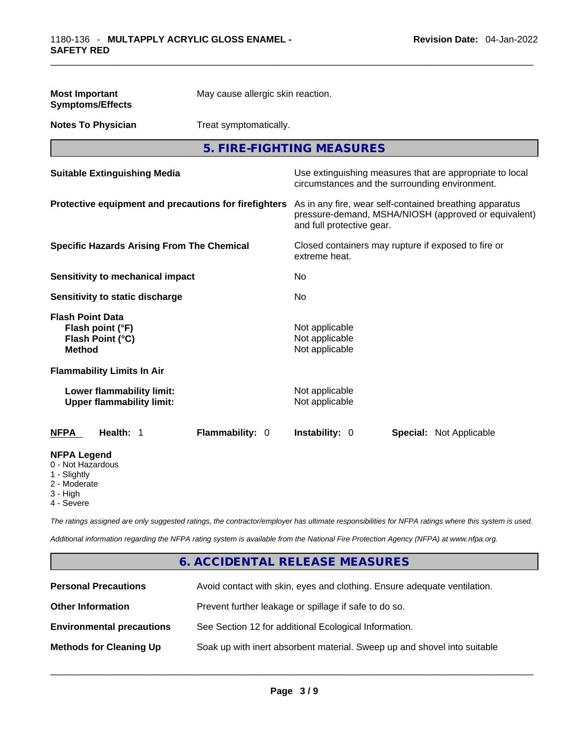| | |
|---|---|
| **Most Important Symptoms/Effects** | May cause allergic skin reaction. |
| **Notes To Physician** | Treat symptomatically. |

## 5. FIRE-FIGHTING MEASURES

| | |
|---|---|
| **Suitable Extinguishing Media** | Use extinguishing measures that are appropriate to local circumstances and the surrounding environment. |
| **Protective equipment and precautions for firefighters** | As in any fire, wear self-contained breathing apparatus pressure-demand, MSHA/NIOSH (approved or equivalent) and full protective gear. |
| **Specific Hazards Arising From The Chemical** | Closed containers may rupture if exposed to fire or extreme heat. |
| **Sensitivity to mechanical impact** | No |
| **Sensitivity to static discharge** | No |

**Flash Point Data**

| | |
|---|---|
| **Flash point (°F)** | Not applicable |
| **Flash Point (°C)** | Not applicable |
| **Method** | Not applicable |

**Flammability Limits In Air**

| | |
|---|---|
| **Lower flammability limit:** | Not applicable |
| **Upper flammability limit:** | Not applicable |

| **NFPA** | **Health:** 1 | **Flammability:** 0 | **Instability:** 0 | **Special:** Not Applicable |
|---|---|---|---|---|

**NFPA Legend**
- 0 - Not Hazardous
- 1 - Slightly
- 2 - Moderate
- 3 - High
- 4 - Severe

*The ratings assigned are only suggested ratings, the contractor/employer has ultimate responsibilities for NFPA ratings where this system is used.*

*Additional information regarding the NFPA rating system is available from the National Fire Protection Agency (NFPA) at www.nfpa.org.*

## 6. ACCIDENTAL RELEASE MEASURES

| | |
|---|---|
| **Personal Precautions** | Avoid contact with skin, eyes and clothing. Ensure adequate ventilation. |
| **Other Information** | Prevent further leakage or spillage if safe to do so. |
| **Environmental precautions** | See Section 12 for additional Ecological Information. |
| **Methods for Cleaning Up** | Soak up with inert absorbent material. Sweep up and shovel into suitable |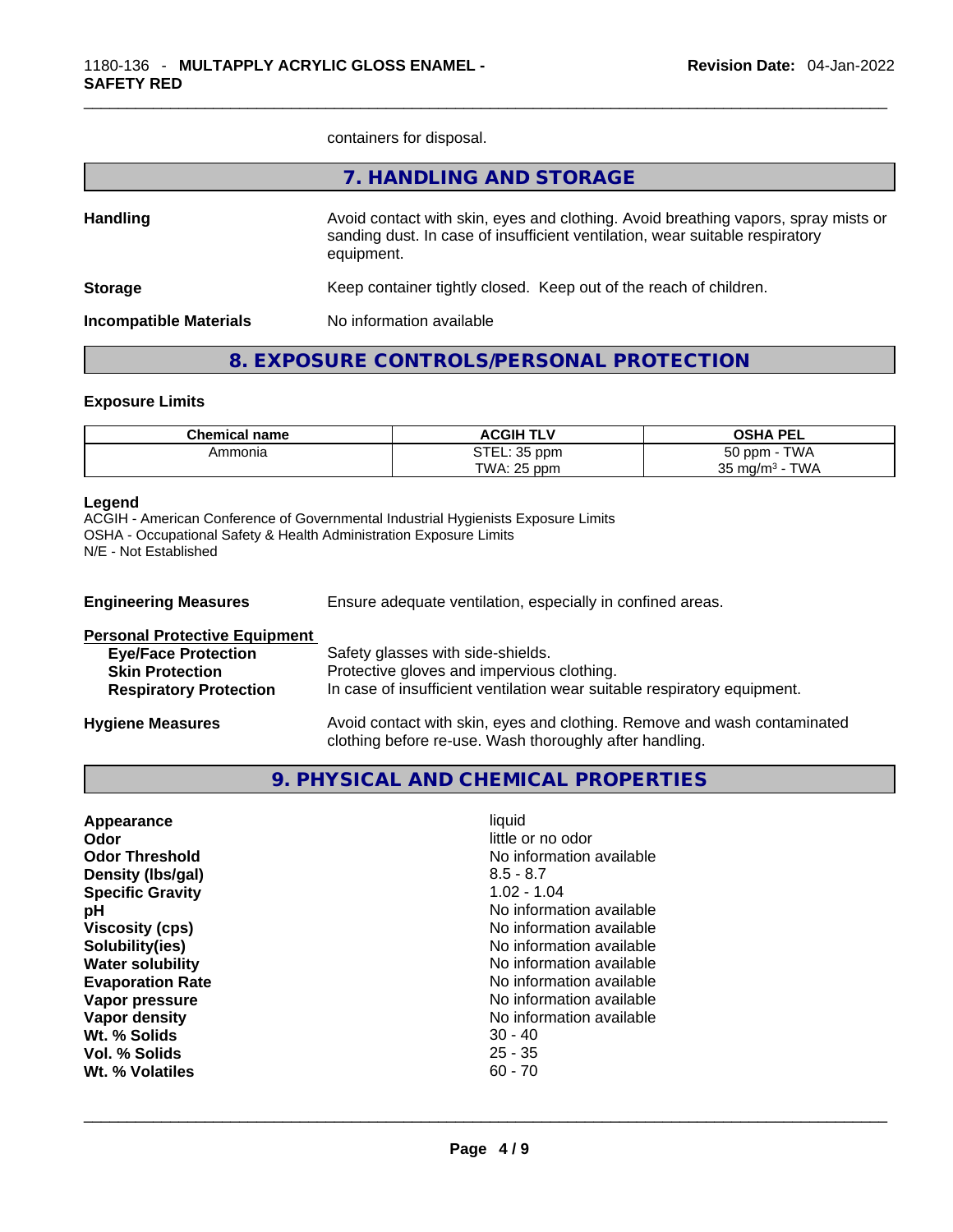containers for disposal.

## 7. HANDLING AND STORAGE

**Handling** Avoid contact with skin, eyes and clothing. Avoid breathing vapors, spray mists or sanding dust. In case of insufficient ventilation, wear suitable respiratory equipment.

**Storage** Keep container tightly closed. Keep out of the reach of children.

**Incompatible Materials** No information available

## 8. EXPOSURE CONTROLS/PERSONAL PROTECTION

### Exposure Limits

| Chemical name | ACGIH TLV | OSHA PEL |
|---|---|---|
| Ammonia | STEL: 35 ppm<br>TWA: 25 ppm | 50 ppm - TWA<br>35 mg/m³ - TWA |

**Legend**
ACGIH - American Conference of Governmental Industrial Hygienists Exposure Limits
OSHA - Occupational Safety & Health Administration Exposure Limits
N/E - Not Established

**Engineering Measures** Ensure adequate ventilation, especially in confined areas.

**Personal Protective Equipment**

- **Eye/Face Protection** Safety glasses with side-shields.
- **Skin Protection** Protective gloves and impervious clothing.
- **Respiratory Protection** In case of insufficient ventilation wear suitable respiratory equipment.

**Hygiene Measures** Avoid contact with skin, eyes and clothing. Remove and wash contaminated clothing before re-use. Wash thoroughly after handling.

## 9. PHYSICAL AND CHEMICAL PROPERTIES

| | |
|---|---|
| **Appearance** | liquid |
| **Odor** | little or no odor |
| **Odor Threshold** | No information available |
| **Density (lbs/gal)** | 8.5 - 8.7 |
| **Specific Gravity** | 1.02 - 1.04 |
| **pH** | No information available |
| **Viscosity (cps)** | No information available |
| **Solubility(ies)** | No information available |
| **Water solubility** | No information available |
| **Evaporation Rate** | No information available |
| **Vapor pressure** | No information available |
| **Vapor density** | No information available |
| **Wt. % Solids** | 30 - 40 |
| **Vol. % Solids** | 25 - 35 |
| **Wt. % Volatiles** | 60 - 70 |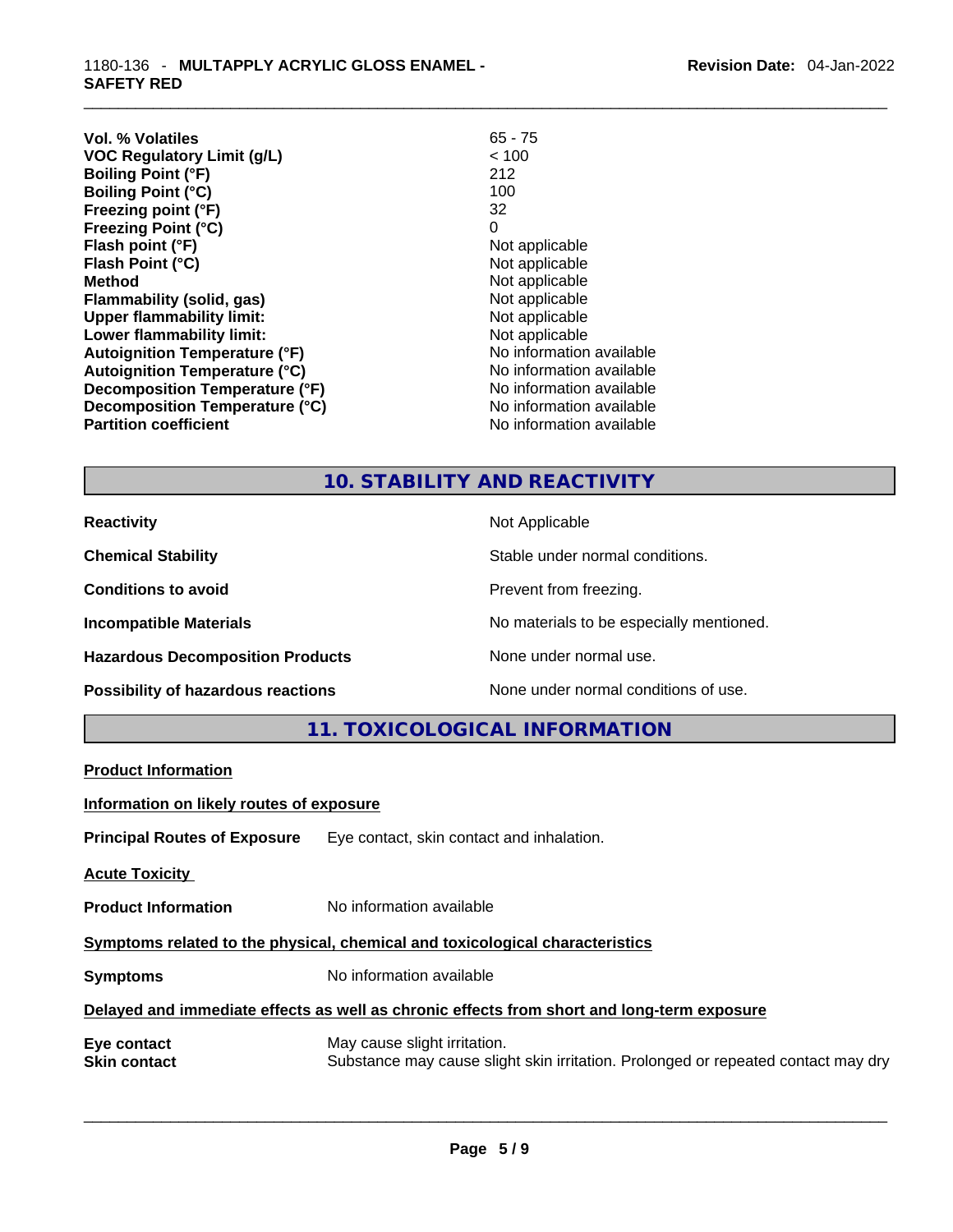| | |
|---|---|
| **Vol. % Volatiles** | 65 - 75 |
| **VOC Regulatory Limit (g/L)** | < 100 |
| **Boiling Point (°F)** | 212 |
| **Boiling Point (°C)** | 100 |
| **Freezing point (°F)** | 32 |
| **Freezing Point (°C)** | 0 |
| **Flash point (°F)** | Not applicable |
| **Flash Point (°C)** | Not applicable |
| **Method** | Not applicable |
| **Flammability (solid, gas)** | Not applicable |
| **Upper flammability limit:** | Not applicable |
| **Lower flammability limit:** | Not applicable |
| **Autoignition Temperature (°F)** | No information available |
| **Autoignition Temperature (°C)** | No information available |
| **Decomposition Temperature (°F)** | No information available |
| **Decomposition Temperature (°C)** | No information available |
| **Partition coefficient** | No information available |

## 10. STABILITY AND REACTIVITY

| | |
|---|---|
| **Reactivity** | Not Applicable |
| **Chemical Stability** | Stable under normal conditions. |
| **Conditions to avoid** | Prevent from freezing. |
| **Incompatible Materials** | No materials to be especially mentioned. |
| **Hazardous Decomposition Products** | None under normal use. |
| **Possibility of hazardous reactions** | None under normal conditions of use. |

## 11. TOXICOLOGICAL INFORMATION

**Product Information**

**Information on likely routes of exposure**

**Principal Routes of Exposure** Eye contact, skin contact and inhalation.

**Acute Toxicity**

**Product Information** No information available

**Symptoms related to the physical, chemical and toxicological characteristics**

**Symptoms** No information available

**Delayed and immediate effects as well as chronic effects from short and long-term exposure**

**Eye contact** May cause slight irritation.

**Skin contact** Substance may cause slight skin irritation. Prolonged or repeated contact may dry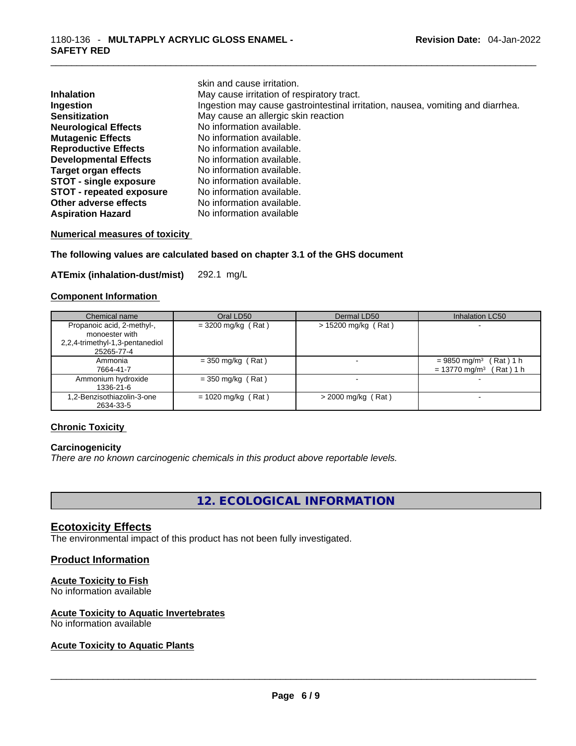| | |
|---|---|
| | skin and cause irritation. |
| **Inhalation** | May cause irritation of respiratory tract. |
| **Ingestion** | Ingestion may cause gastrointestinal irritation, nausea, vomiting and diarrhea. |
| **Sensitization** | May cause an allergic skin reaction |
| **Neurological Effects** | No information available. |
| **Mutagenic Effects** | No information available. |
| **Reproductive Effects** | No information available. |
| **Developmental Effects** | No information available. |
| **Target organ effects** | No information available. |
| **STOT - single exposure** | No information available. |
| **STOT - repeated exposure** | No information available. |
| **Other adverse effects** | No information available. |
| **Aspiration Hazard** | No information available |

**Numerical measures of toxicity**

**The following values are calculated based on chapter 3.1 of the GHS document**

**ATEmix (inhalation-dust/mist)** 292.1 mg/L

**Component Information**

| Chemical name | Oral LD50 | Dermal LD50 | Inhalation LC50 |
|---|---|---|---|
| Propanoic acid, 2-methyl-, monoester with 2,2,4-trimethyl-1,3-pentanediol 25265-77-4 | = 3200 mg/kg ( Rat ) | > 15200 mg/kg ( Rat ) | - |
| Ammonia 7664-41-7 | = 350 mg/kg ( Rat ) | - | = 9850 mg/m³ ( Rat ) 1 h = 13770 mg/m³ ( Rat ) 1 h |
| Ammonium hydroxide 1336-21-6 | = 350 mg/kg ( Rat ) | - | - |
| 1,2-Benzisothiazolin-3-one 2634-33-5 | = 1020 mg/kg ( Rat ) | > 2000 mg/kg ( Rat ) | - |

**Chronic Toxicity**

**Carcinogenicity**

*There are no known carcinogenic chemicals in this product above reportable levels.*

## 12. ECOLOGICAL INFORMATION

### Ecotoxicity Effects

The environmental impact of this product has not been fully investigated.

### Product Information

**Acute Toxicity to Fish**

No information available

**Acute Toxicity to Aquatic Invertebrates**

No information available

**Acute Toxicity to Aquatic Plants**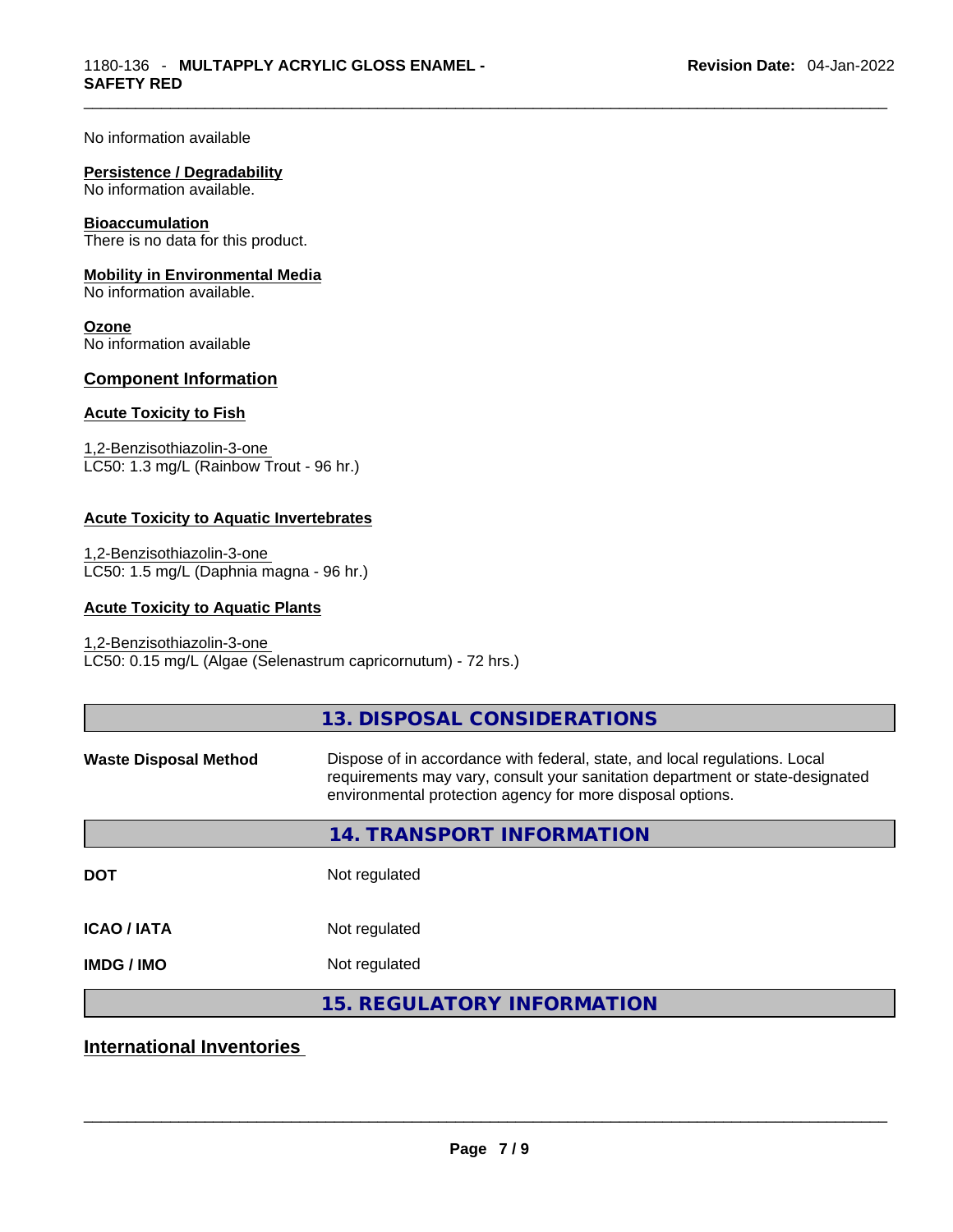No information available

**Persistence / Degradability**
No information available.

**Bioaccumulation**
There is no data for this product.

**Mobility in Environmental Media**
No information available.

**Ozone**
No information available

### Component Information

**Acute Toxicity to Fish**

1,2-Benzisothiazolin-3-one
LC50: 1.3 mg/L (Rainbow Trout - 96 hr.)

**Acute Toxicity to Aquatic Invertebrates**

1,2-Benzisothiazolin-3-one
LC50: 1.5 mg/L (Daphnia magna - 96 hr.)

**Acute Toxicity to Aquatic Plants**

1,2-Benzisothiazolin-3-one
LC50: 0.15 mg/L (Algae (Selenastrum capricornutum) - 72 hrs.)

## 13. DISPOSAL CONSIDERATIONS

**Waste Disposal Method** Dispose of in accordance with federal, state, and local regulations. Local requirements may vary, consult your sanitation department or state-designated environmental protection agency for more disposal options.

## 14. TRANSPORT INFORMATION

**DOT** Not regulated

**ICAO / IATA** Not regulated

**IMDG / IMO** Not regulated

## 15. REGULATORY INFORMATION

### International Inventories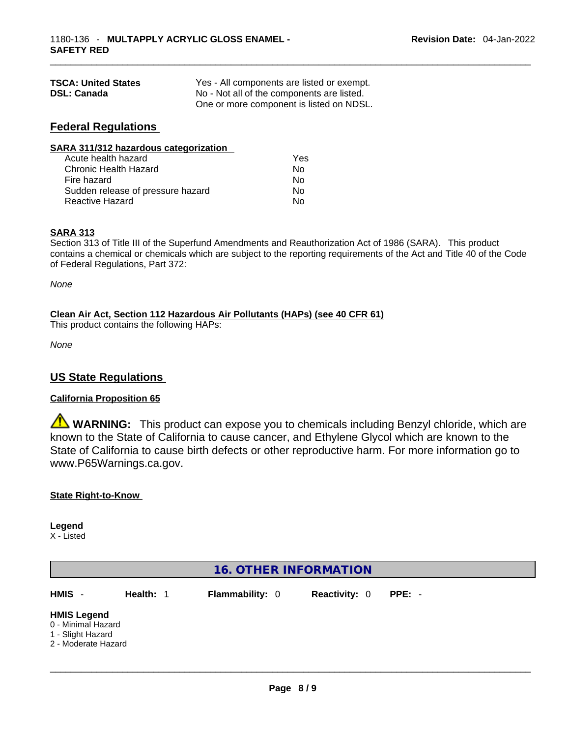| | |
|---|---|
| **TSCA: United States** | Yes - All components are listed or exempt. |
| **DSL: Canada** | No - Not all of the components are listed. One or more component is listed on NDSL. |

## Federal Regulations

**SARA 311/312 hazardous categorization**

| | |
|---|---|
| Acute health hazard | Yes |
| Chronic Health Hazard | No |
| Fire hazard | No |
| Sudden release of pressure hazard | No |
| Reactive Hazard | No |

**SARA 313**

Section 313 of Title III of the Superfund Amendments and Reauthorization Act of 1986 (SARA). This product contains a chemical or chemicals which are subject to the reporting requirements of the Act and Title 40 of the Code of Federal Regulations, Part 372:

*None*

**Clean Air Act, Section 112 Hazardous Air Pollutants (HAPs) (see 40 CFR 61)**

This product contains the following HAPs:

*None*

## US State Regulations

**California Proposition 65**

⚠ **WARNING:** This product can expose you to chemicals including Benzyl chloride, which are known to the State of California to cause cancer, and Ethylene Glycol which are known to the State of California to cause birth defects or other reproductive harm. For more information go to www.P65Warnings.ca.gov.

**State Right-to-Know**

**Legend**

X - Listed

## 16. OTHER INFORMATION

| HMIS - | Health: 1 | Flammability: 0 | Reactivity: 0 | PPE: - |
|---|---|---|---|---|

**HMIS Legend**

0 - Minimal Hazard
1 - Slight Hazard
2 - Moderate Hazard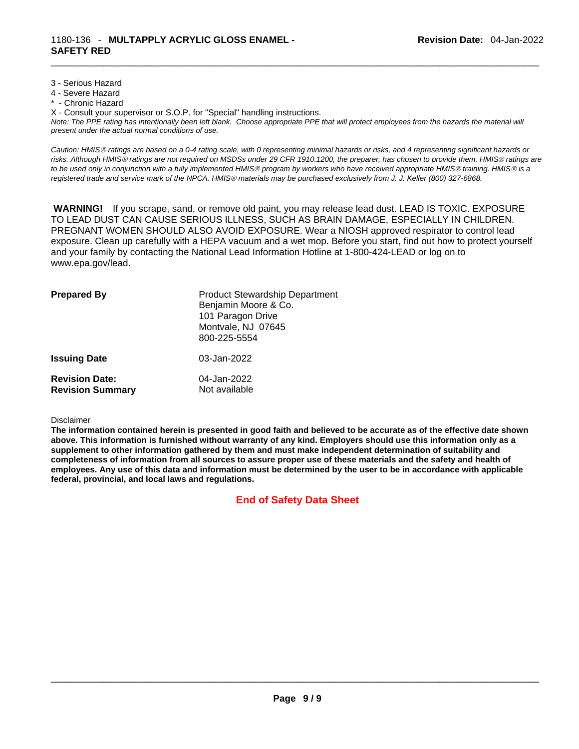3 - Serious Hazard
4 - Severe Hazard
* - Chronic Hazard
X - Consult your supervisor or S.O.P. for "Special" handling instructions.

*Note: The PPE rating has intentionally been left blank. Choose appropriate PPE that will protect employees from the hazards the material will present under the actual normal conditions of use.*

*Caution: HMIS® ratings are based on a 0-4 rating scale, with 0 representing minimal hazards or risks, and 4 representing significant hazards or risks. Although HMIS® ratings are not required on MSDSs under 29 CFR 1910.1200, the preparer, has chosen to provide them. HMIS® ratings are to be used only in conjunction with a fully implemented HMIS® program by workers who have received appropriate HMIS® training. HMIS® is a registered trade and service mark of the NPCA. HMIS® materials may be purchased exclusively from J. J. Keller (800) 327-6868.*

**WARNING!** If you scrape, sand, or remove old paint, you may release lead dust. LEAD IS TOXIC. EXPOSURE TO LEAD DUST CAN CAUSE SERIOUS ILLNESS, SUCH AS BRAIN DAMAGE, ESPECIALLY IN CHILDREN. PREGNANT WOMEN SHOULD ALSO AVOID EXPOSURE. Wear a NIOSH approved respirator to control lead exposure. Clean up carefully with a HEPA vacuum and a wet mop. Before you start, find out how to protect yourself and your family by contacting the National Lead Information Hotline at 1-800-424-LEAD or log on to www.epa.gov/lead.

| | |
|---|---|
| **Prepared By** | Product Stewardship Department<br>Benjamin Moore & Co.<br>101 Paragon Drive<br>Montvale, NJ 07645<br>800-225-5554 |
| **Issuing Date** | 03-Jan-2022 |
| **Revision Date:** | 04-Jan-2022 |
| **Revision Summary** | Not available |

Disclaimer

**The information contained herein is presented in good faith and believed to be accurate as of the effective date shown above. This information is furnished without warranty of any kind. Employers should use this information only as a supplement to other information gathered by them and must make independent determination of suitability and completeness of information from all sources to assure proper use of these materials and the safety and health of employees. Any use of this data and information must be determined by the user to be in accordance with applicable federal, provincial, and local laws and regulations.**

**End of Safety Data Sheet**